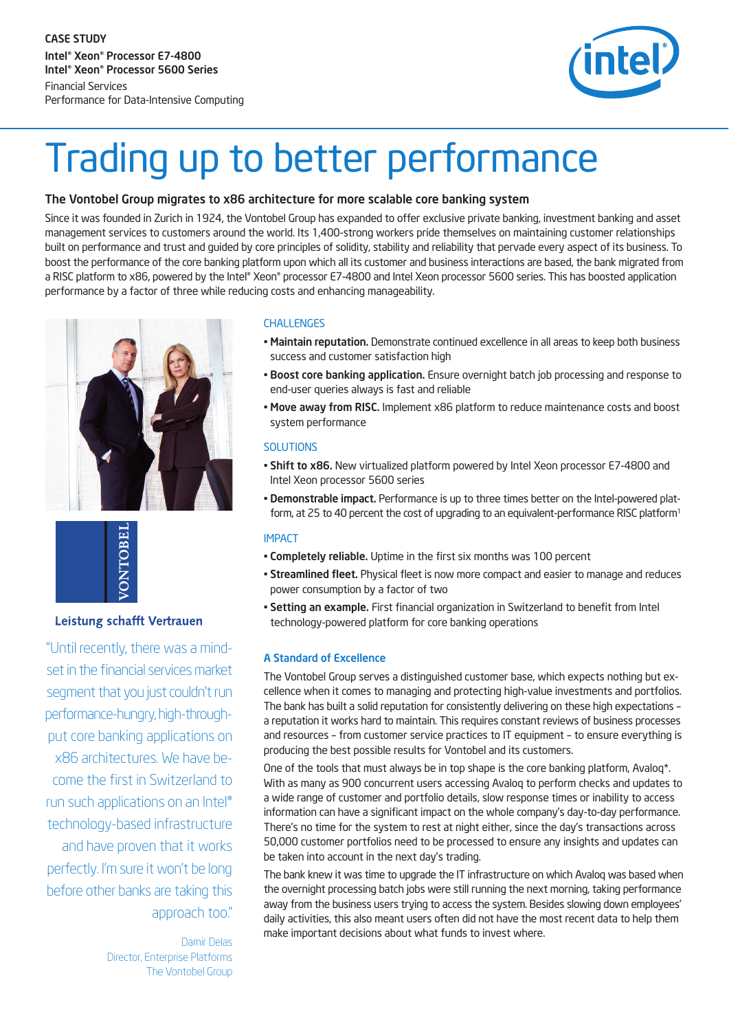CASE STUDY
Intel® Xeon® Processor E7-4800
Intel® Xeon® Processor 5600 Series
Financial Services
Performance for Data-Intensive Computing

# Trading up to better performance

### The Vontobel Group migrates to x86 architecture for more scalable core banking system

Since it was founded in Zurich in 1924, the Vontobel Group has expanded to offer exclusive private banking, investment banking and asset management services to customers around the world. Its 1,400-strong workers pride themselves on maintaining customer relationships built on performance and trust and guided by core principles of solidity, stability and reliability that pervade every aspect of its business. To boost the performance of the core banking platform upon which all its customer and business interactions are based, the bank migrated from a RISC platform to x86, powered by the Intel® Xeon® processor E7-4800 and Intel Xeon processor 5600 series. This has boosted application performance by a factor of three while reducing costs and enhancing manageability.

VONTOBEL

**Leistung schafft Vertrauen**

"Until recently, there was a mindset in the financial services market segment that you just couldn't run performance-hungry, high-throughput core banking applications on x86 architectures. We have become the first in Switzerland to run such applications on an Intel® technology-based infrastructure and have proven that it works perfectly. I'm sure it won't be long before other banks are taking this approach too."

Damir Delas
Director, Enterprise Platforms
The Vontobel Group

#### CHALLENGES

- **Maintain reputation.** Demonstrate continued excellence in all areas to keep both business success and customer satisfaction high
- **Boost core banking application.** Ensure overnight batch job processing and response to end-user queries always is fast and reliable
- **Move away from RISC.** Implement x86 platform to reduce maintenance costs and boost system performance

#### SOLUTIONS

- **Shift to x86.** New virtualized platform powered by Intel Xeon processor E7-4800 and Intel Xeon processor 5600 series
- **Demonstrable impact.** Performance is up to three times better on the Intel-powered platform, at 25 to 40 percent the cost of upgrading to an equivalent-performance RISC platform[1]

#### IMPACT

- **Completely reliable.** Uptime in the first six months was 100 percent
- **Streamlined fleet.** Physical fleet is now more compact and easier to manage and reduces power consumption by a factor of two
- **Setting an example.** First financial organization in Switzerland to benefit from Intel technology-powered platform for core banking operations

#### A Standard of Excellence

The Vontobel Group serves a distinguished customer base, which expects nothing but excellence when it comes to managing and protecting high-value investments and portfolios. The bank has built a solid reputation for consistently delivering on these high expectations – a reputation it works hard to maintain. This requires constant reviews of business processes and resources – from customer service practices to IT equipment – to ensure everything is producing the best possible results for Vontobel and its customers.

One of the tools that must always be in top shape is the core banking platform, Avaloq*. With as many as 900 concurrent users accessing Avaloq to perform checks and updates to a wide range of customer and portfolio details, slow response times or inability to access information can have a significant impact on the whole company's day-to-day performance. There's no time for the system to rest at night either, since the day's transactions across 50,000 customer portfolios need to be processed to ensure any insights and updates can be taken into account in the next day's trading.

The bank knew it was time to upgrade the IT infrastructure on which Avaloq was based when the overnight processing batch jobs were still running the next morning, taking performance away from the business users trying to access the system. Besides slowing down employees' daily activities, this also meant users often did not have the most recent data to help them make important decisions about what funds to invest where.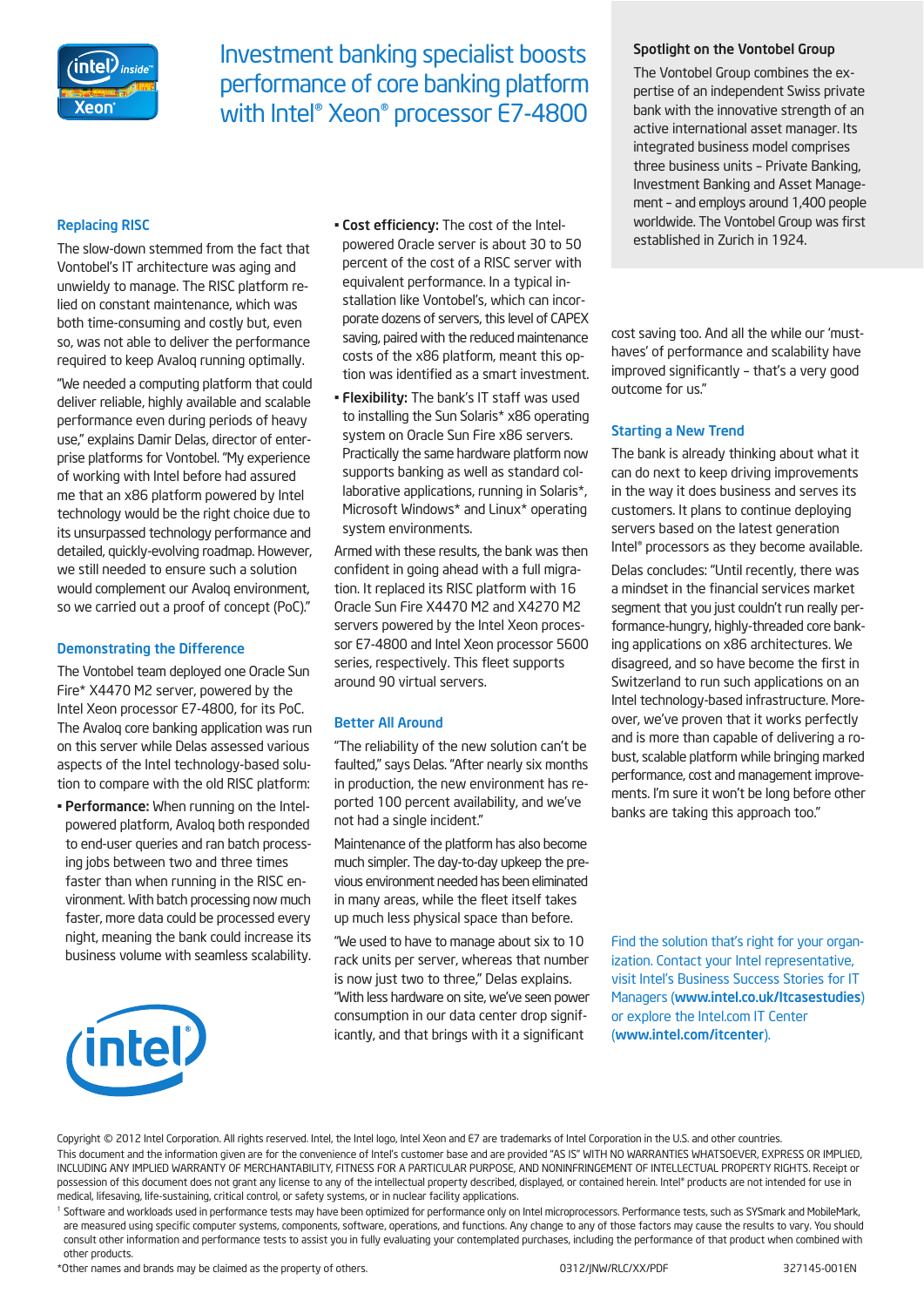# Investment banking specialist boosts performance of core banking platform with Intel® Xeon® processor E7-4800

### Spotlight on the Vontobel Group

The Vontobel Group combines the expertise of an independent Swiss private bank with the innovative strength of an active international asset manager. Its integrated business model comprises three business units – Private Banking, Investment Banking and Asset Management – and employs around 1,400 people worldwide. The Vontobel Group was first established in Zurich in 1924.

## Replacing RISC

The slow-down stemmed from the fact that Vontobel's IT architecture was aging and unwieldy to manage. The RISC platform relied on constant maintenance, which was both time-consuming and costly but, even so, was not able to deliver the performance required to keep Avaloq running optimally.

"We needed a computing platform that could deliver reliable, highly available and scalable performance even during periods of heavy use," explains Damir Delas, director of enterprise platforms for Vontobel. "My experience of working with Intel before had assured me that an x86 platform powered by Intel technology would be the right choice due to its unsurpassed technology performance and detailed, quickly-evolving roadmap. However, we still needed to ensure such a solution would complement our Avaloq environment, so we carried out a proof of concept (PoC)."

## Demonstrating the Difference

The Vontobel team deployed one Oracle Sun Fire* X4470 M2 server, powered by the Intel Xeon processor E7-4800, for its PoC. The Avaloq core banking application was run on this server while Delas assessed various aspects of the Intel technology-based solution to compare with the old RISC platform:

- **Performance:** When running on the Intel-powered platform, Avaloq both responded to end-user queries and ran batch processing jobs between two and three times faster than when running in the RISC environment. With batch processing now much faster, more data could be processed every night, meaning the bank could increase its business volume with seamless scalability.
- **Cost efficiency:** The cost of the Intel-powered Oracle server is about 30 to 50 percent of the cost of a RISC server with equivalent performance. In a typical installation like Vontobel's, which can incorporate dozens of servers, this level of CAPEX saving, paired with the reduced maintenance costs of the x86 platform, meant this option was identified as a smart investment.
- **Flexibility:** The bank's IT staff was used to installing the Sun Solaris* x86 operating system on Oracle Sun Fire x86 servers. Practically the same hardware platform now supports banking as well as standard collaborative applications, running in Solaris*, Microsoft Windows* and Linux* operating system environments.

Armed with these results, the bank was then confident in going ahead with a full migration. It replaced its RISC platform with 16 Oracle Sun Fire X4470 M2 and X4270 M2 servers powered by the Intel Xeon processor E7-4800 and Intel Xeon processor 5600 series, respectively. This fleet supports around 90 virtual servers.

## Better All Around

"The reliability of the new solution can't be faulted," says Delas. "After nearly six months in production, the new environment has reported 100 percent availability, and we've not had a single incident."

Maintenance of the platform has also become much simpler. The day-to-day upkeep the previous environment needed has been eliminated in many areas, while the fleet itself takes up much less physical space than before.

"We used to have to manage about six to 10 rack units per server, whereas that number is now just two to three," Delas explains. "With less hardware on site, we've seen power consumption in our data center drop significantly, and that brings with it a significant cost saving too. And all the while our 'must-haves' of performance and scalability have improved significantly – that's a very good outcome for us."

## Starting a New Trend

The bank is already thinking about what it can do next to keep driving improvements in the way it does business and serves its customers. It plans to continue deploying servers based on the latest generation Intel® processors as they become available.

Delas concludes: "Until recently, there was a mindset in the financial services market segment that you just couldn't run really performance-hungry, highly-threaded core banking applications on x86 architectures. We disagreed, and so have become the first in Switzerland to run such applications on an Intel technology-based infrastructure. Moreover, we've proven that it works perfectly and is more than capable of delivering a robust, scalable platform while bringing marked performance, cost and management improvements. I'm sure it won't be long before other banks are taking this approach too."

Find the solution that's right for your organization. Contact your Intel representative, visit Intel's Business Success Stories for IT Managers (**www.intel.co.uk/Itcasestudies**) or explore the Intel.com IT Center (**www.intel.com/itcenter**).

Copyright © 2012 Intel Corporation. All rights reserved. Intel, the Intel logo, Intel Xeon and E7 are trademarks of Intel Corporation in the U.S. and other countries.

This document and the information given are for the convenience of Intel's customer base and are provided "AS IS" WITH NO WARRANTIES WHATSOEVER, EXPRESS OR IMPLIED, INCLUDING ANY IMPLIED WARRANTY OF MERCHANTABILITY, FITNESS FOR A PARTICULAR PURPOSE, AND NONINFRINGEMENT OF INTELLECTUAL PROPERTY RIGHTS. Receipt or possession of this document does not grant any license to any of the intellectual property described, displayed, or contained herein. Intel® products are not intended for use in medical, lifesaving, life-sustaining, critical control, or safety systems, or in nuclear facility applications.

[1] Software and workloads used in performance tests may have been optimized for performance only on Intel microprocessors. Performance tests, such as SYSmark and MobileMark, are measured using specific computer systems, components, software, operations, and functions. Any change to any of those factors may cause the results to vary. You should consult other information and performance tests to assist you in fully evaluating your contemplated purchases, including the performance of that product when combined with other products.

*Other names and brands may be claimed as the property of others. 0312/JNW/RLC/XX/PDF 327145-001EN